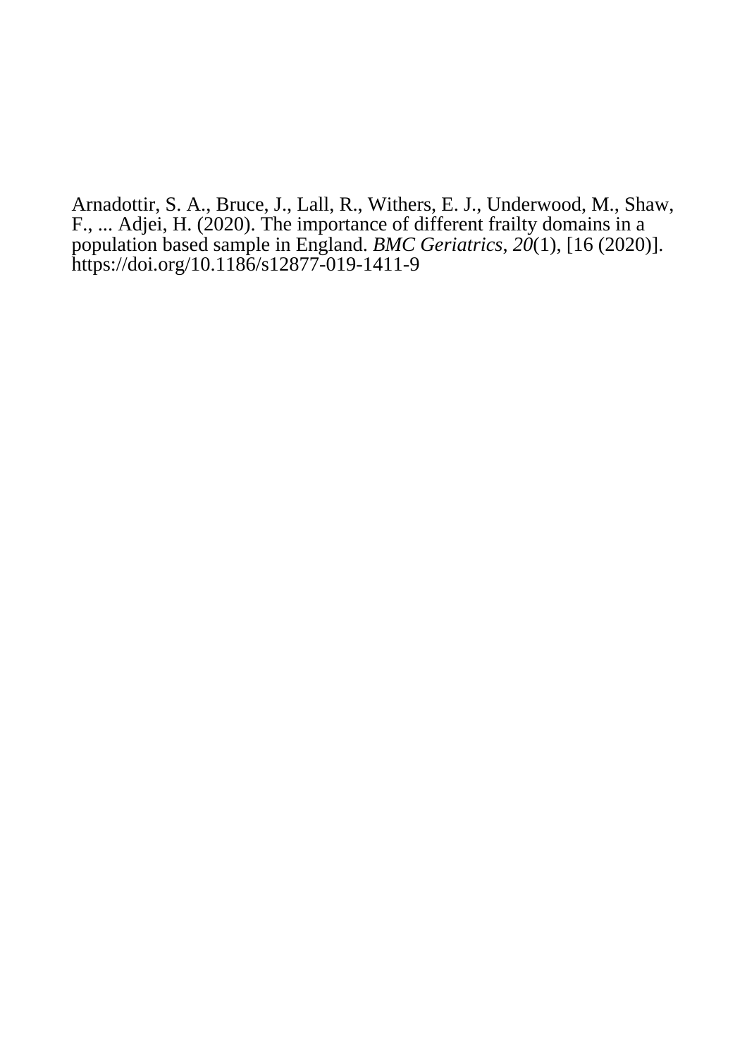Arnadottir, S. A., Bruce, J., Lall, R., Withers, E. J., Underwood, M., Shaw, F., ... Adjei, H. (2020). The importance of different frailty domains in a population based sample in England. *BMC Geriatrics*, *20*(1), [16 (2020)]. https://doi.org/10.1186/s12877-019-1411-9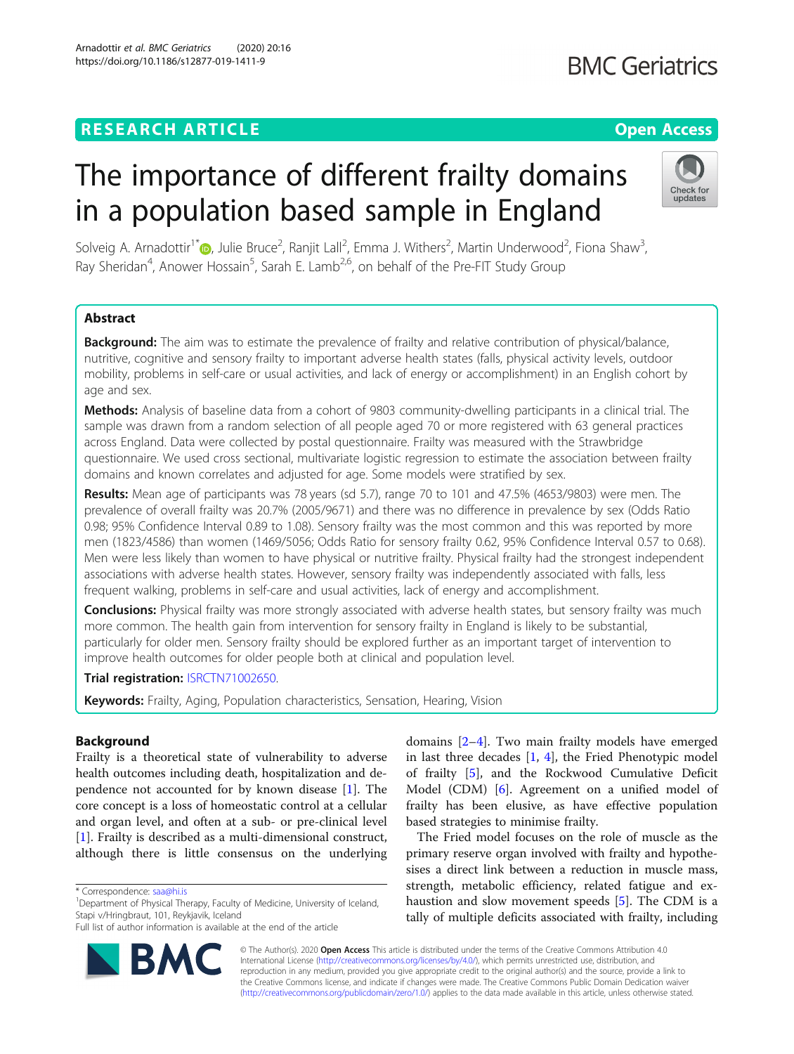# The importance of different frailty domains in a population based sample in England

Solveig A. Arnadottir[1*], Julie Bruce[2], Ranjit Lall[2], Emma J. Withers[2], Martin Underwood[2], Fiona Shaw[3], Ray Sheridan[4], Anower Hossain[5], Sarah E. Lamb[2,6], on behalf of the Pre-FIT Study Group

## Abstract

**Background:** The aim was to estimate the prevalence of frailty and relative contribution of physical/balance, nutritive, cognitive and sensory frailty to important adverse health states (falls, physical activity levels, outdoor mobility, problems in self-care or usual activities, and lack of energy or accomplishment) in an English cohort by age and sex.

**Methods:** Analysis of baseline data from a cohort of 9803 community-dwelling participants in a clinical trial. The sample was drawn from a random selection of all people aged 70 or more registered with 63 general practices across England. Data were collected by postal questionnaire. Frailty was measured with the Strawbridge questionnaire. We used cross sectional, multivariate logistic regression to estimate the association between frailty domains and known correlates and adjusted for age. Some models were stratified by sex.

**Results:** Mean age of participants was 78 years (sd 5.7), range 70 to 101 and 47.5% (4653/9803) were men. The prevalence of overall frailty was 20.7% (2005/9671) and there was no difference in prevalence by sex (Odds Ratio 0.98; 95% Confidence Interval 0.89 to 1.08). Sensory frailty was the most common and this was reported by more men (1823/4586) than women (1469/5056; Odds Ratio for sensory frailty 0.62, 95% Confidence Interval 0.57 to 0.68). Men were less likely than women to have physical or nutritive frailty. Physical frailty had the strongest independent associations with adverse health states. However, sensory frailty was independently associated with falls, less frequent walking, problems in self-care and usual activities, lack of energy and accomplishment.

**Conclusions:** Physical frailty was more strongly associated with adverse health states, but sensory frailty was much more common. The health gain from intervention for sensory frailty in England is likely to be substantial, particularly for older men. Sensory frailty should be explored further as an important target of intervention to improve health outcomes for older people both at clinical and population level.

**Trial registration:** ISRCTN71002650.

**Keywords:** Frailty, Aging, Population characteristics, Sensation, Hearing, Vision

## Background

Frailty is a theoretical state of vulnerability to adverse health outcomes including death, hospitalization and dependence not accounted for by known disease [1]. The core concept is a loss of homeostatic control at a cellular and organ level, and often at a sub- or pre-clinical level [1]. Frailty is described as a multi-dimensional construct, although there is little consensus on the underlying domains [2–4]. Two main frailty models have emerged in last three decades [1, 4], the Fried Phenotypic model of frailty [5], and the Rockwood Cumulative Deficit Model (CDM) [6]. Agreement on a unified model of frailty has been elusive, as have effective population based strategies to minimise frailty.

The Fried model focuses on the role of muscle as the primary reserve organ involved with frailty and hypothesises a direct link between a reduction in muscle mass, strength, metabolic efficiency, related fatigue and exhaustion and slow movement speeds [5]. The CDM is a tally of multiple deficits associated with frailty, including

\* Correspondence: saa@hi.is
[1]Department of Physical Therapy, Faculty of Medicine, University of Iceland, Stapi v/Hringbraut, 101, Reykjavik, Iceland
Full list of author information is available at the end of the article

© The Author(s). 2020 **Open Access** This article is distributed under the terms of the Creative Commons Attribution 4.0 International License (http://creativecommons.org/licenses/by/4.0/), which permits unrestricted use, distribution, and reproduction in any medium, provided you give appropriate credit to the original author(s) and the source, provide a link to the Creative Commons license, and indicate if changes were made. The Creative Commons Public Domain Dedication waiver (http://creativecommons.org/publicdomain/zero/1.0/) applies to the data made available in this article, unless otherwise stated.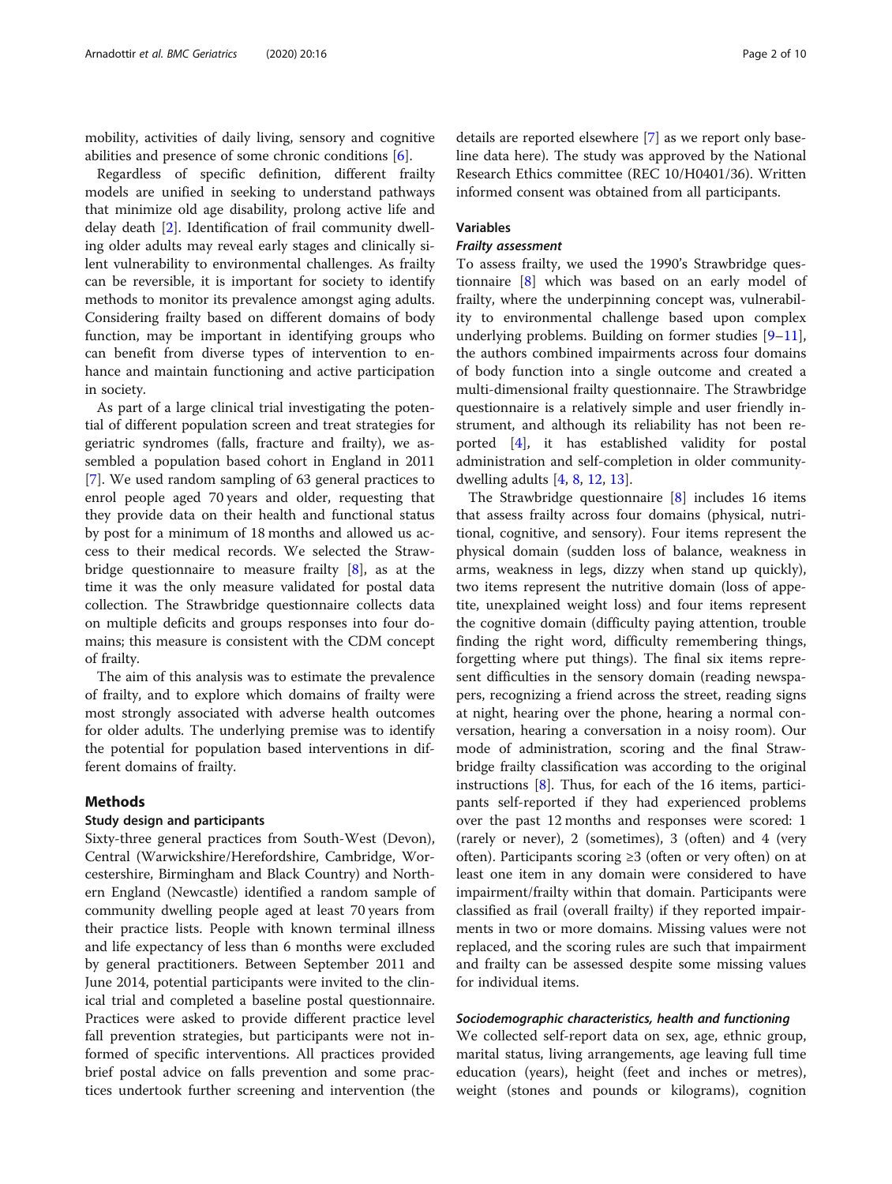mobility, activities of daily living, sensory and cognitive abilities and presence of some chronic conditions [6].

Regardless of specific definition, different frailty models are unified in seeking to understand pathways that minimize old age disability, prolong active life and delay death [2]. Identification of frail community dwelling older adults may reveal early stages and clinically silent vulnerability to environmental challenges. As frailty can be reversible, it is important for society to identify methods to monitor its prevalence amongst aging adults. Considering frailty based on different domains of body function, may be important in identifying groups who can benefit from diverse types of intervention to enhance and maintain functioning and active participation in society.

As part of a large clinical trial investigating the potential of different population screen and treat strategies for geriatric syndromes (falls, fracture and frailty), we assembled a population based cohort in England in 2011 [7]. We used random sampling of 63 general practices to enrol people aged 70 years and older, requesting that they provide data on their health and functional status by post for a minimum of 18 months and allowed us access to their medical records. We selected the Strawbridge questionnaire to measure frailty [8], as at the time it was the only measure validated for postal data collection. The Strawbridge questionnaire collects data on multiple deficits and groups responses into four domains; this measure is consistent with the CDM concept of frailty.

The aim of this analysis was to estimate the prevalence of frailty, and to explore which domains of frailty were most strongly associated with adverse health outcomes for older adults. The underlying premise was to identify the potential for population based interventions in different domains of frailty.

## Methods

### Study design and participants

Sixty-three general practices from South-West (Devon), Central (Warwickshire/Herefordshire, Cambridge, Worcestershire, Birmingham and Black Country) and Northern England (Newcastle) identified a random sample of community dwelling people aged at least 70 years from their practice lists. People with known terminal illness and life expectancy of less than 6 months were excluded by general practitioners. Between September 2011 and June 2014, potential participants were invited to the clinical trial and completed a baseline postal questionnaire. Practices were asked to provide different practice level fall prevention strategies, but participants were not informed of specific interventions. All practices provided brief postal advice on falls prevention and some practices undertook further screening and intervention (the details are reported elsewhere [7] as we report only baseline data here). The study was approved by the National Research Ethics committee (REC 10/H0401/36). Written informed consent was obtained from all participants.

### Variables

#### *Frailty assessment*

To assess frailty, we used the 1990's Strawbridge questionnaire [8] which was based on an early model of frailty, where the underpinning concept was, vulnerability to environmental challenge based upon complex underlying problems. Building on former studies [9–11], the authors combined impairments across four domains of body function into a single outcome and created a multi-dimensional frailty questionnaire. The Strawbridge questionnaire is a relatively simple and user friendly instrument, and although its reliability has not been reported [4], it has established validity for postal administration and self-completion in older community-dwelling adults [4, 8, 12, 13].

The Strawbridge questionnaire [8] includes 16 items that assess frailty across four domains (physical, nutritional, cognitive, and sensory). Four items represent the physical domain (sudden loss of balance, weakness in arms, weakness in legs, dizzy when stand up quickly), two items represent the nutritive domain (loss of appetite, unexplained weight loss) and four items represent the cognitive domain (difficulty paying attention, trouble finding the right word, difficulty remembering things, forgetting where put things). The final six items represent difficulties in the sensory domain (reading newspapers, recognizing a friend across the street, reading signs at night, hearing over the phone, hearing a normal conversation, hearing a conversation in a noisy room). Our mode of administration, scoring and the final Strawbridge frailty classification was according to the original instructions [8]. Thus, for each of the 16 items, participants self-reported if they had experienced problems over the past 12 months and responses were scored: 1 (rarely or never), 2 (sometimes), 3 (often) and 4 (very often). Participants scoring ≥3 (often or very often) on at least one item in any domain were considered to have impairment/frailty within that domain. Participants were classified as frail (overall frailty) if they reported impairments in two or more domains. Missing values were not replaced, and the scoring rules are such that impairment and frailty can be assessed despite some missing values for individual items.

#### *Sociodemographic characteristics, health and functioning*

We collected self-report data on sex, age, ethnic group, marital status, living arrangements, age leaving full time education (years), height (feet and inches or metres), weight (stones and pounds or kilograms), cognition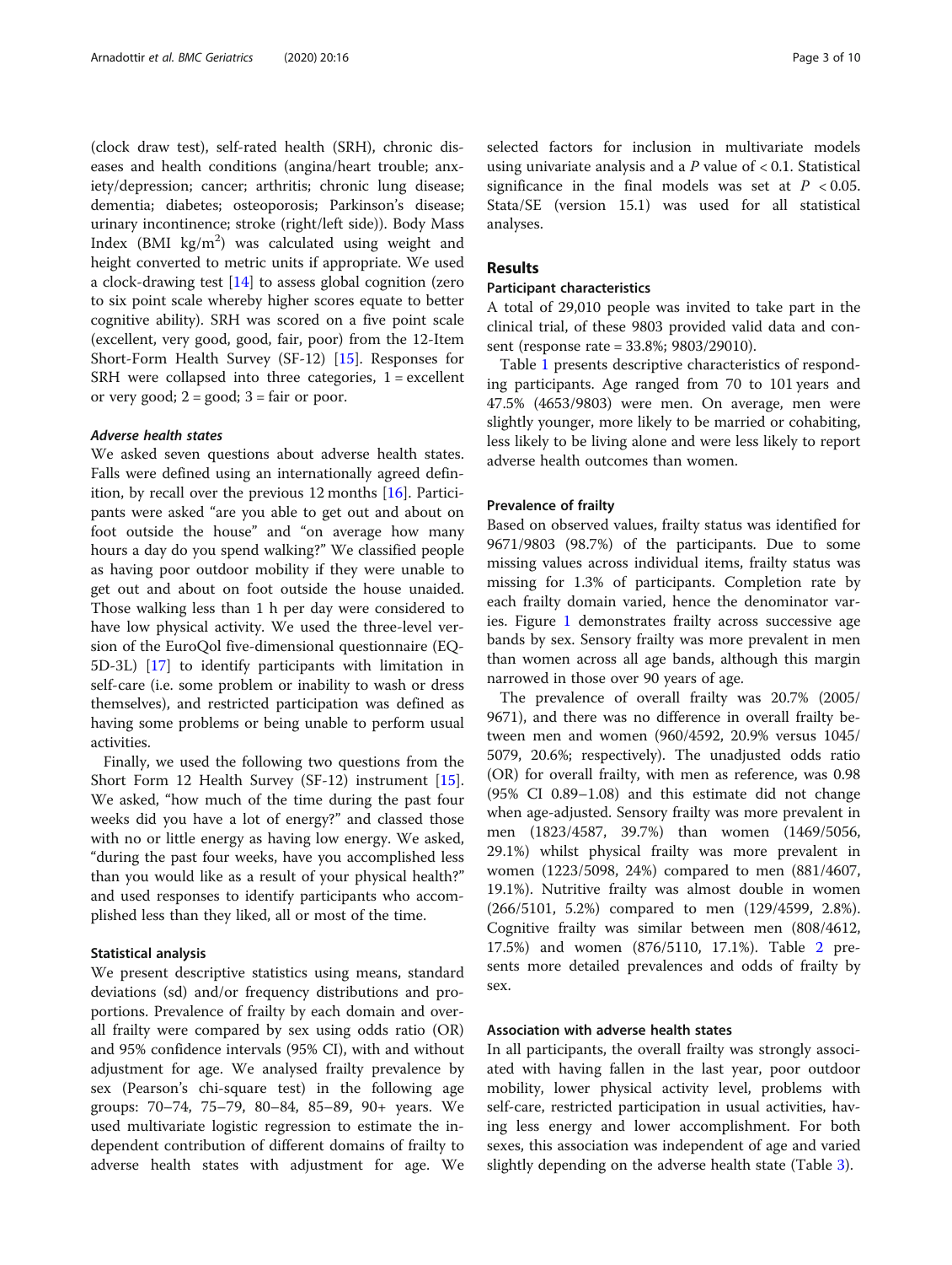(clock draw test), self-rated health (SRH), chronic diseases and health conditions (angina/heart trouble; anxiety/depression; cancer; arthritis; chronic lung disease; dementia; diabetes; osteoporosis; Parkinson's disease; urinary incontinence; stroke (right/left side)). Body Mass Index (BMI kg/m$^2$) was calculated using weight and height converted to metric units if appropriate. We used a clock-drawing test [14] to assess global cognition (zero to six point scale whereby higher scores equate to better cognitive ability). SRH was scored on a five point scale (excellent, very good, good, fair, poor) from the 12-Item Short-Form Health Survey (SF-12) [15]. Responses for SRH were collapsed into three categories, 1 = excellent or very good; 2 = good; 3 = fair or poor.

#### *Adverse health states*

We asked seven questions about adverse health states. Falls were defined using an internationally agreed definition, by recall over the previous 12 months [16]. Participants were asked "are you able to get out and about on foot outside the house" and "on average how many hours a day do you spend walking?" We classified people as having poor outdoor mobility if they were unable to get out and about on foot outside the house unaided. Those walking less than 1 h per day were considered to have low physical activity. We used the three-level version of the EuroQol five-dimensional questionnaire (EQ-5D-3L) [17] to identify participants with limitation in self-care (i.e. some problem or inability to wash or dress themselves), and restricted participation was defined as having some problems or being unable to perform usual activities.

Finally, we used the following two questions from the Short Form 12 Health Survey (SF-12) instrument [15]. We asked, "how much of the time during the past four weeks did you have a lot of energy?" and classed those with no or little energy as having low energy. We asked, "during the past four weeks, have you accomplished less than you would like as a result of your physical health?" and used responses to identify participants who accomplished less than they liked, all or most of the time.

### Statistical analysis

We present descriptive statistics using means, standard deviations (sd) and/or frequency distributions and proportions. Prevalence of frailty by each domain and overall frailty were compared by sex using odds ratio (OR) and 95% confidence intervals (95% CI), with and without adjustment for age. We analysed frailty prevalence by sex (Pearson's chi-square test) in the following age groups: 70–74, 75–79, 80–84, 85–89, 90+ years. We used multivariate logistic regression to estimate the independent contribution of different domains of frailty to adverse health states with adjustment for age. We selected factors for inclusion in multivariate models using univariate analysis and a $P$ value of $< 0.1$. Statistical significance in the final models was set at $P < 0.05$. Stata/SE (version 15.1) was used for all statistical analyses.

## Results

### Participant characteristics

A total of 29,010 people was invited to take part in the clinical trial, of these 9803 provided valid data and consent (response rate = 33.8%; 9803/29010).

Table 1 presents descriptive characteristics of responding participants. Age ranged from 70 to 101 years and 47.5% (4653/9803) were men. On average, men were slightly younger, more likely to be married or cohabiting, less likely to be living alone and were less likely to report adverse health outcomes than women.

### Prevalence of frailty

Based on observed values, frailty status was identified for 9671/9803 (98.7%) of the participants. Due to some missing values across individual items, frailty status was missing for 1.3% of participants. Completion rate by each frailty domain varied, hence the denominator varies. Figure 1 demonstrates frailty across successive age bands by sex. Sensory frailty was more prevalent in men than women across all age bands, although this margin narrowed in those over 90 years of age.

The prevalence of overall frailty was 20.7% (2005/9671), and there was no difference in overall frailty between men and women (960/4592, 20.9% versus 1045/5079, 20.6%; respectively). The unadjusted odds ratio (OR) for overall frailty, with men as reference, was 0.98 (95% CI 0.89–1.08) and this estimate did not change when age-adjusted. Sensory frailty was more prevalent in men (1823/4587, 39.7%) than women (1469/5056, 29.1%) whilst physical frailty was more prevalent in women (1223/5098, 24%) compared to men (881/4607, 19.1%). Nutritive frailty was almost double in women (266/5101, 5.2%) compared to men (129/4599, 2.8%). Cognitive frailty was similar between men (808/4612, 17.5%) and women (876/5110, 17.1%). Table 2 presents more detailed prevalences and odds of frailty by sex.

### Association with adverse health states

In all participants, the overall frailty was strongly associated with having fallen in the last year, poor outdoor mobility, lower physical activity level, problems with self-care, restricted participation in usual activities, having less energy and lower accomplishment. For both sexes, this association was independent of age and varied slightly depending on the adverse health state (Table 3).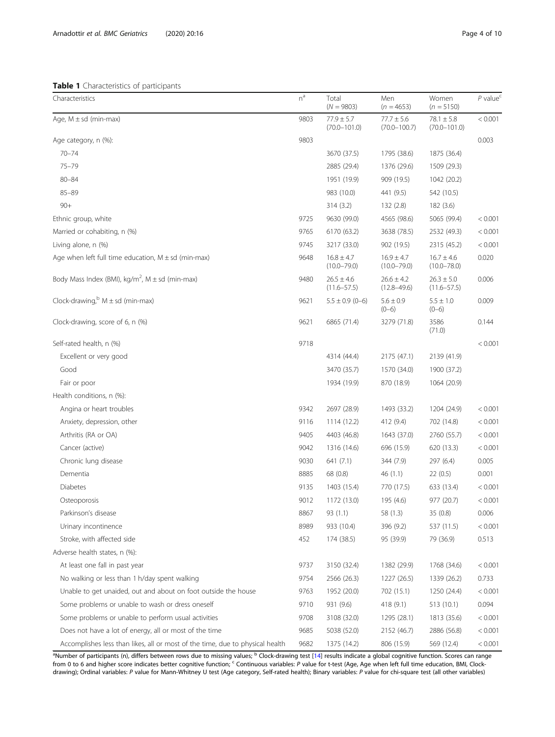**Table 1** Characteristics of participants

| Characteristics | n[a] | Total ($N = 9803$) | Men ($n = 4653$) | Women ($n = 5150$) | $P$ value[c] |
|---|---|---|---|---|---|
| Age, M ± sd (min-max) | 9803 | 77.9 ± 5.7 (70.0–101.0) | 77.7 ± 5.6 (70.0–100.7) | 78.1 ± 5.8 (70.0–101.0) | < 0.001 |
| Age category, n (%): | 9803 | | | | 0.003 |
| 70–74 | | 3670 (37.5) | 1795 (38.6) | 1875 (36.4) | |
| 75–79 | | 2885 (29.4) | 1376 (29.6) | 1509 (29.3) | |
| 80–84 | | 1951 (19.9) | 909 (19.5) | 1042 (20.2) | |
| 85–89 | | 983 (10.0) | 441 (9.5) | 542 (10.5) | |
| 90+ | | 314 (3.2) | 132 (2.8) | 182 (3.6) | |
| Ethnic group, white | 9725 | 9630 (99.0) | 4565 (98.6) | 5065 (99.4) | < 0.001 |
| Married or cohabiting, n (%) | 9765 | 6170 (63.2) | 3638 (78.5) | 2532 (49.3) | < 0.001 |
| Living alone, n (%) | 9745 | 3217 (33.0) | 902 (19.5) | 2315 (45.2) | < 0.001 |
| Age when left full time education, M ± sd (min-max) | 9648 | 16.8 ± 4.7 (10.0–79.0) | 16.9 ± 4.7 (10.0–79.0) | 16.7 ± 4.6 (10.0–78.0) | 0.020 |
| Body Mass Index (BMI), kg/m$^2$, M ± sd (min-max) | 9480 | 26.5 ± 4.6 (11.6–57.5) | 26.6 ± 4.2 (12.8–49.6) | 26.3 ± 5.0 (11.6–57.5) | 0.006 |
| Clock-drawing,[b] M ± sd (min-max) | 9621 | 5.5 ± 0.9 (0–6) | 5.6 ± 0.9 (0–6) | 5.5 ± 1.0 (0–6) | 0.009 |
| Clock-drawing, score of 6, n (%) | 9621 | 6865 (71.4) | 3279 (71.8) | 3586 (71.0) | 0.144 |
| Self-rated health, n (%) | 9718 | | | | < 0.001 |
| Excellent or very good | | 4314 (44.4) | 2175 (47.1) | 2139 (41.9) | |
| Good | | 3470 (35.7) | 1570 (34.0) | 1900 (37.2) | |
| Fair or poor | | 1934 (19.9) | 870 (18.9) | 1064 (20.9) | |
| Health conditions, n (%): | | | | | |
| Angina or heart troubles | 9342 | 2697 (28.9) | 1493 (33.2) | 1204 (24.9) | < 0.001 |
| Anxiety, depression, other | 9116 | 1114 (12.2) | 412 (9.4) | 702 (14.8) | < 0.001 |
| Arthritis (RA or OA) | 9405 | 4403 (46.8) | 1643 (37.0) | 2760 (55.7) | < 0.001 |
| Cancer (active) | 9042 | 1316 (14.6) | 696 (15.9) | 620 (13.3) | < 0.001 |
| Chronic lung disease | 9030 | 641 (7.1) | 344 (7.9) | 297 (6.4) | 0.005 |
| Dementia | 8885 | 68 (0.8) | 46 (1.1) | 22 (0.5) | 0.001 |
| Diabetes | 9135 | 1403 (15.4) | 770 (17.5) | 633 (13.4) | < 0.001 |
| Osteoporosis | 9012 | 1172 (13.0) | 195 (4.6) | 977 (20.7) | < 0.001 |
| Parkinson's disease | 8867 | 93 (1.1) | 58 (1.3) | 35 (0.8) | 0.006 |
| Urinary incontinence | 8989 | 933 (10.4) | 396 (9.2) | 537 (11.5) | < 0.001 |
| Stroke, with affected side | 452 | 174 (38.5) | 95 (39.9) | 79 (36.9) | 0.513 |
| Adverse health states, n (%): | | | | | |
| At least one fall in past year | 9737 | 3150 (32.4) | 1382 (29.9) | 1768 (34.6) | < 0.001 |
| No walking or less than 1 h/day spent walking | 9754 | 2566 (26.3) | 1227 (26.5) | 1339 (26.2) | 0.733 |
| Unable to get unaided, out and about on foot outside the house | 9763 | 1952 (20.0) | 702 (15.1) | 1250 (24.4) | < 0.001 |
| Some problems or unable to wash or dress oneself | 9710 | 931 (9.6) | 418 (9.1) | 513 (10.1) | 0.094 |
| Some problems or unable to perform usual activities | 9708 | 3108 (32.0) | 1295 (28.1) | 1813 (35.6) | < 0.001 |
| Does not have a lot of energy, all or most of the time | 9685 | 5038 (52.0) | 2152 (46.7) | 2886 (56.8) | < 0.001 |
| Accomplishes less than likes, all or most of the time, due to physical health | 9682 | 1375 (14.2) | 806 (15.9) | 569 (12.4) | < 0.001 |

[a]Number of participants (n), differs between rows due to missing values; [b] Clock-drawing test [14] results indicate a global cognitive function. Scores can range from 0 to 6 and higher score indicates better cognitive function; [c] Continuous variables: $P$ value for t-test (Age, Age when left full time education, BMI, Clock-drawing); Ordinal variables: $P$ value for Mann-Whitney U test (Age category, Self-rated health); Binary variables: $P$ value for chi-square test (all other variables)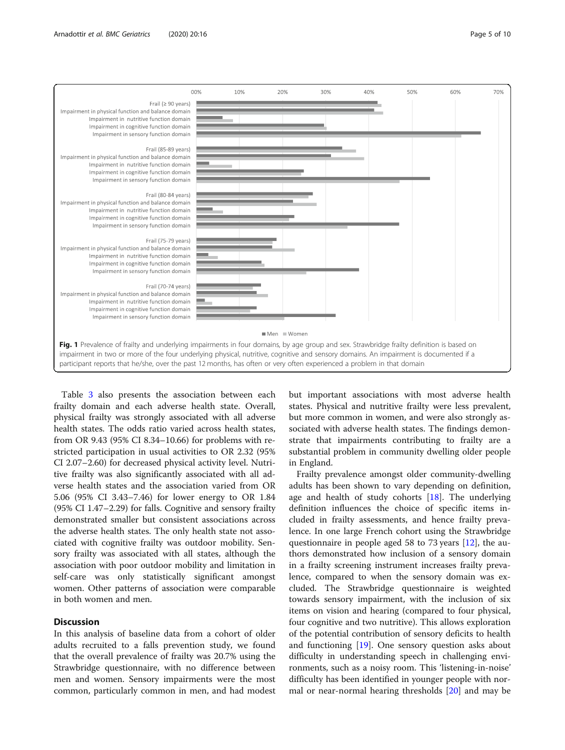**Fig. 1** Prevalence of frailty and underlying impairments in four domains, by age group and sex. Strawbridge frailty definition is based on impairment in two or more of the four underlying physical, nutritive, cognitive and sensory domains. An impairment is documented if a participant reports that he/she, over the past 12 months, has often or very often experienced a problem in that domain

Table 3 also presents the association between each frailty domain and each adverse health state. Overall, physical frailty was strongly associated with all adverse health states. The odds ratio varied across health states, from OR 9.43 (95% CI 8.34–10.66) for problems with restricted participation in usual activities to OR 2.32 (95% CI 2.07–2.60) for decreased physical activity level. Nutritive frailty was also significantly associated with all adverse health states and the association varied from OR 5.06 (95% CI 3.43–7.46) for lower energy to OR 1.84 (95% CI 1.47–2.29) for falls. Cognitive and sensory frailty demonstrated smaller but consistent associations across the adverse health states. The only health state not associated with cognitive frailty was outdoor mobility. Sensory frailty was associated with all states, although the association with poor outdoor mobility and limitation in self-care was only statistically significant amongst women. Other patterns of association were comparable in both women and men.

## Discussion

In this analysis of baseline data from a cohort of older adults recruited to a falls prevention study, we found that the overall prevalence of frailty was 20.7% using the Strawbridge questionnaire, with no difference between men and women. Sensory impairments were the most common, particularly common in men, and had modest but important associations with most adverse health states. Physical and nutritive frailty were less prevalent, but more common in women, and were also strongly associated with adverse health states. The findings demonstrate that impairments contributing to frailty are a substantial problem in community dwelling older people in England.

Frailty prevalence amongst older community-dwelling adults has been shown to vary depending on definition, age and health of study cohorts [18]. The underlying definition influences the choice of specific items included in frailty assessments, and hence frailty prevalence. In one large French cohort using the Strawbridge questionnaire in people aged 58 to 73 years [12], the authors demonstrated how inclusion of a sensory domain in a frailty screening instrument increases frailty prevalence, compared to when the sensory domain was excluded. The Strawbridge questionnaire is weighted towards sensory impairment, with the inclusion of six items on vision and hearing (compared to four physical, four cognitive and two nutritive). This allows exploration of the potential contribution of sensory deficits to health and functioning [19]. One sensory question asks about difficulty in understanding speech in challenging environments, such as a noisy room. This 'listening-in-noise' difficulty has been identified in younger people with normal or near-normal hearing thresholds [20] and may be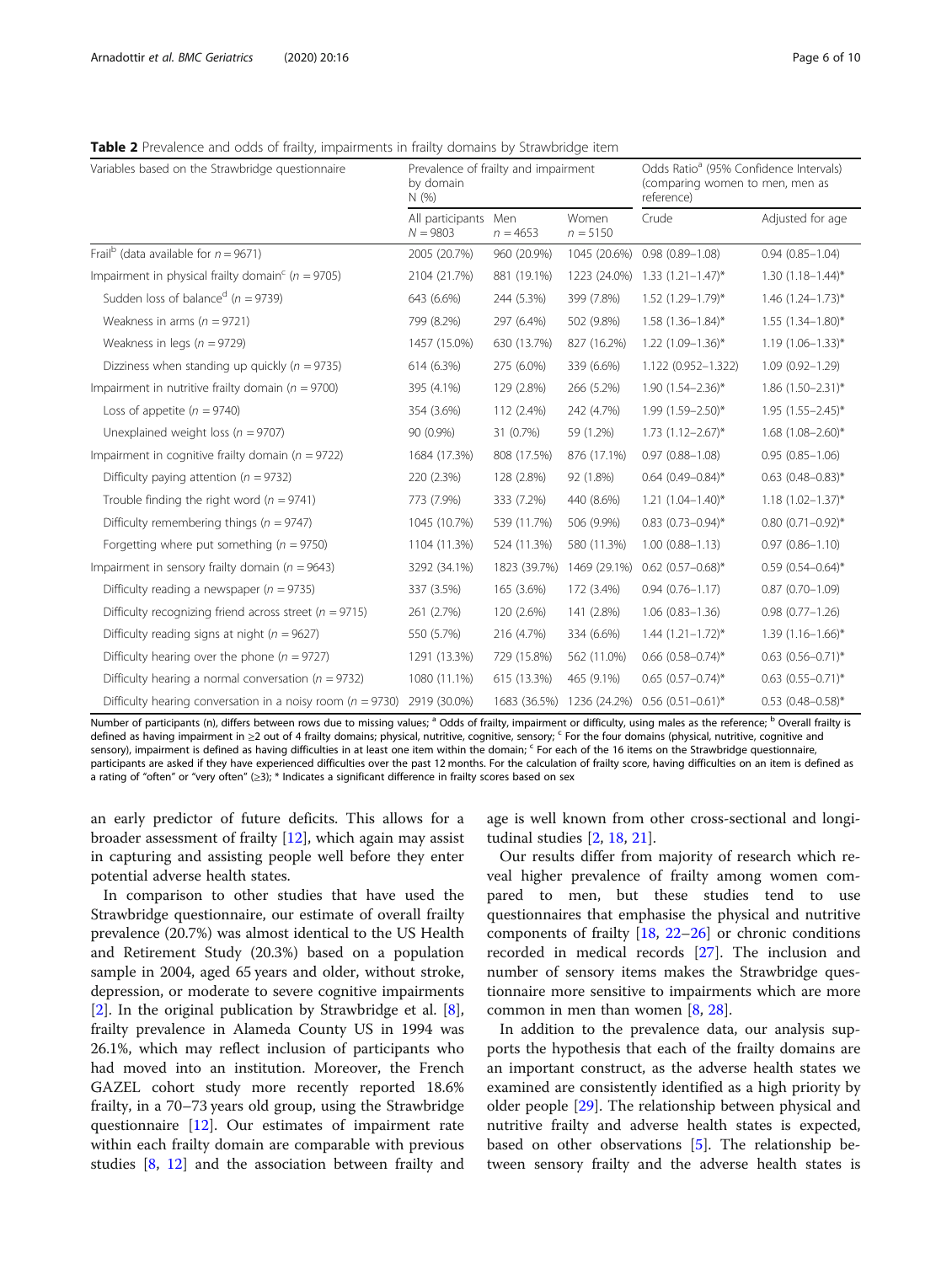**Table 2** Prevalence and odds of frailty, impairments in frailty domains by Strawbridge item

| Variables based on the Strawbridge questionnaire | Prevalence of frailty and impairment by domain N (%) | | | Odds Ratio[a] (95% Confidence Intervals) (comparing women to men, men as reference) | |
|---|---|---|---|---|---|
| | All participants $N = 9803$ | Men $n = 4653$ | Women $n = 5150$ | Crude | Adjusted for age |
| Frail[b] (data available for $n = 9671$) | 2005 (20.7%) | 960 (20.9%) | 1045 (20.6%) | 0.98 (0.89–1.08) | 0.94 (0.85–1.04) |
| Impairment in physical frailty domain[c] ($n = 9705$) | 2104 (21.7%) | 881 (19.1%) | 1223 (24.0%) | 1.33 (1.21–1.47)* | 1.30 (1.18–1.44)* |
| Sudden loss of balance[d] ($n = 9739$) | 643 (6.6%) | 244 (5.3%) | 399 (7.8%) | 1.52 (1.29–1.79)* | 1.46 (1.24–1.73)* |
| Weakness in arms ($n = 9721$) | 799 (8.2%) | 297 (6.4%) | 502 (9.8%) | 1.58 (1.36–1.84)* | 1.55 (1.34–1.80)* |
| Weakness in legs ($n = 9729$) | 1457 (15.0%) | 630 (13.7%) | 827 (16.2%) | 1.22 (1.09–1.36)* | 1.19 (1.06–1.33)* |
| Dizziness when standing up quickly ($n = 9735$) | 614 (6.3%) | 275 (6.0%) | 339 (6.6%) | 1.122 (0.952–1.322) | 1.09 (0.92–1.29) |
| Impairment in nutritive frailty domain ($n = 9700$) | 395 (4.1%) | 129 (2.8%) | 266 (5.2%) | 1.90 (1.54–2.36)* | 1.86 (1.50–2.31)* |
| Loss of appetite ($n = 9740$) | 354 (3.6%) | 112 (2.4%) | 242 (4.7%) | 1.99 (1.59–2.50)* | 1.95 (1.55–2.45)* |
| Unexplained weight loss ($n = 9707$) | 90 (0.9%) | 31 (0.7%) | 59 (1.2%) | 1.73 (1.12–2.67)* | 1.68 (1.08–2.60)* |
| Impairment in cognitive frailty domain ($n = 9722$) | 1684 (17.3%) | 808 (17.5%) | 876 (17.1%) | 0.97 (0.88–1.08) | 0.95 (0.85–1.06) |
| Difficulty paying attention ($n = 9732$) | 220 (2.3%) | 128 (2.8%) | 92 (1.8%) | 0.64 (0.49–0.84)* | 0.63 (0.48–0.83)* |
| Trouble finding the right word ($n = 9741$) | 773 (7.9%) | 333 (7.2%) | 440 (8.6%) | 1.21 (1.04–1.40)* | 1.18 (1.02–1.37)* |
| Difficulty remembering things ($n = 9747$) | 1045 (10.7%) | 539 (11.7%) | 506 (9.9%) | 0.83 (0.73–0.94)* | 0.80 (0.71–0.92)* |
| Forgetting where put something ($n = 9750$) | 1104 (11.3%) | 524 (11.3%) | 580 (11.3%) | 1.00 (0.88–1.13) | 0.97 (0.86–1.10) |
| Impairment in sensory frailty domain ($n = 9643$) | 3292 (34.1%) | 1823 (39.7%) | 1469 (29.1%) | 0.62 (0.57–0.68)* | 0.59 (0.54–0.64)* |
| Difficulty reading a newspaper ($n = 9735$) | 337 (3.5%) | 165 (3.6%) | 172 (3.4%) | 0.94 (0.76–1.17) | 0.87 (0.70–1.09) |
| Difficulty recognizing friend across street ($n = 9715$) | 261 (2.7%) | 120 (2.6%) | 141 (2.8%) | 1.06 (0.83–1.36) | 0.98 (0.77–1.26) |
| Difficulty reading signs at night ($n = 9627$) | 550 (5.7%) | 216 (4.7%) | 334 (6.6%) | 1.44 (1.21–1.72)* | 1.39 (1.16–1.66)* |
| Difficulty hearing over the phone ($n = 9727$) | 1291 (13.3%) | 729 (15.8%) | 562 (11.0%) | 0.66 (0.58–0.74)* | 0.63 (0.56–0.71)* |
| Difficulty hearing a normal conversation ($n = 9732$) | 1080 (11.1%) | 615 (13.3%) | 465 (9.1%) | 0.65 (0.57–0.74)* | 0.63 (0.55–0.71)* |
| Difficulty hearing conversation in a noisy room ($n = 9730$) | 2919 (30.0%) | 1683 (36.5%) | 1236 (24.2%) | 0.56 (0.51–0.61)* | 0.53 (0.48–0.58)* |

Number of participants (n), differs between rows due to missing values; [a] Odds of frailty, impairment or difficulty, using males as the reference; [b] Overall frailty is defined as having impairment in ≥2 out of 4 frailty domains; physical, nutritive, cognitive, sensory; [c] For the four domains (physical, nutritive, cognitive and sensory), impairment is defined as having difficulties in at least one item within the domain; [c] For each of the 16 items on the Strawbridge questionnaire, participants are asked if they have experienced difficulties over the past 12 months. For the calculation of frailty score, having difficulties on an item is defined as a rating of "often" or "very often" (≥3); * Indicates a significant difference in frailty scores based on sex

an early predictor of future deficits. This allows for a broader assessment of frailty [12], which again may assist in capturing and assisting people well before they enter potential adverse health states.

In comparison to other studies that have used the Strawbridge questionnaire, our estimate of overall frailty prevalence (20.7%) was almost identical to the US Health and Retirement Study (20.3%) based on a population sample in 2004, aged 65 years and older, without stroke, depression, or moderate to severe cognitive impairments [2]. In the original publication by Strawbridge et al. [8], frailty prevalence in Alameda County US in 1994 was 26.1%, which may reflect inclusion of participants who had moved into an institution. Moreover, the French GAZEL cohort study more recently reported 18.6% frailty, in a 70–73 years old group, using the Strawbridge questionnaire [12]. Our estimates of impairment rate within each frailty domain are comparable with previous studies [8, 12] and the association between frailty and age is well known from other cross-sectional and longitudinal studies [2, 18, 21].

Our results differ from majority of research which reveal higher prevalence of frailty among women compared to men, but these studies tend to use questionnaires that emphasise the physical and nutritive components of frailty [18, 22–26] or chronic conditions recorded in medical records [27]. The inclusion and number of sensory items makes the Strawbridge questionnaire more sensitive to impairments which are more common in men than women [8, 28].

In addition to the prevalence data, our analysis supports the hypothesis that each of the frailty domains are an important construct, as the adverse health states we examined are consistently identified as a high priority by older people [29]. The relationship between physical and nutritive frailty and adverse health states is expected, based on other observations [5]. The relationship between sensory frailty and the adverse health states is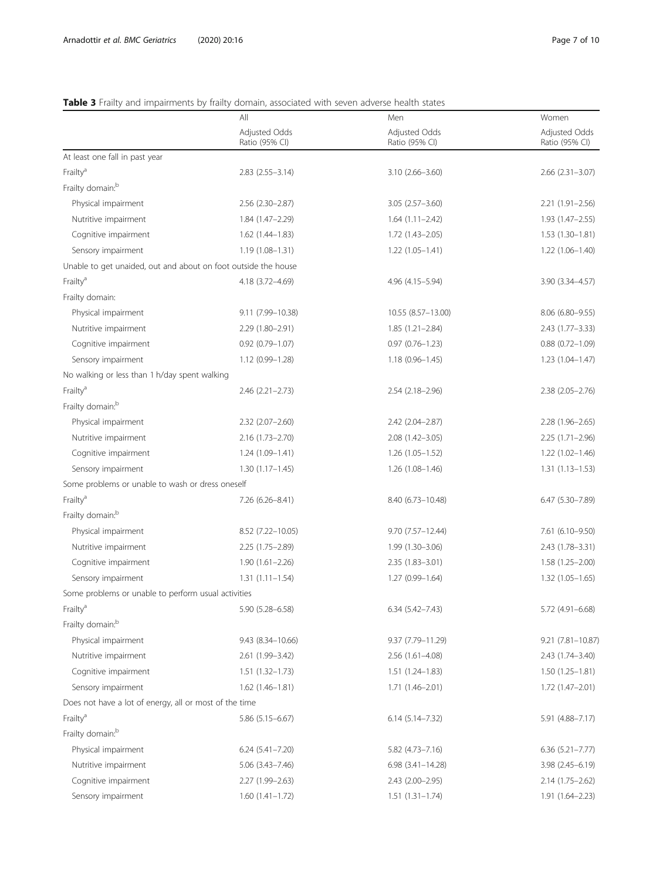**Table 3** Frailty and impairments by frailty domain, associated with seven adverse health states

| | All | Men | Women |
|---|---|---|---|
| | Adjusted Odds Ratio (95% CI) | Adjusted Odds Ratio (95% CI) | Adjusted Odds Ratio (95% CI) |
| At least one fall in past year | | | |
| Frailty[a] | 2.83 (2.55–3.14) | 3.10 (2.66–3.60) | 2.66 (2.31–3.07) |
| Frailty domain:[b] | | | |
| Physical impairment | 2.56 (2.30–2.87) | 3.05 (2.57–3.60) | 2.21 (1.91–2.56) |
| Nutritive impairment | 1.84 (1.47–2.29) | 1.64 (1.11–2.42) | 1.93 (1.47–2.55) |
| Cognitive impairment | 1.62 (1.44–1.83) | 1.72 (1.43–2.05) | 1.53 (1.30–1.81) |
| Sensory impairment | 1.19 (1.08–1.31) | 1.22 (1.05–1.41) | 1.22 (1.06–1.40) |
| Unable to get unaided, out and about on foot outside the house | | | |
| Frailty[a] | 4.18 (3.72–4.69) | 4.96 (4.15–5.94) | 3.90 (3.34–4.57) |
| Frailty domain: | | | |
| Physical impairment | 9.11 (7.99–10.38) | 10.55 (8.57–13.00) | 8.06 (6.80–9.55) |
| Nutritive impairment | 2.29 (1.80–2.91) | 1.85 (1.21–2.84) | 2.43 (1.77–3.33) |
| Cognitive impairment | 0.92 (0.79–1.07) | 0.97 (0.76–1.23) | 0.88 (0.72–1.09) |
| Sensory impairment | 1.12 (0.99–1.28) | 1.18 (0.96–1.45) | 1.23 (1.04–1.47) |
| No walking or less than 1 h/day spent walking | | | |
| Frailty[a] | 2.46 (2.21–2.73) | 2.54 (2.18–2.96) | 2.38 (2.05–2.76) |
| Frailty domain:[b] | | | |
| Physical impairment | 2.32 (2.07–2.60) | 2.42 (2.04–2.87) | 2.28 (1.96–2.65) |
| Nutritive impairment | 2.16 (1.73–2.70) | 2.08 (1.42–3.05) | 2.25 (1.71–2.96) |
| Cognitive impairment | 1.24 (1.09–1.41) | 1.26 (1.05–1.52) | 1.22 (1.02–1.46) |
| Sensory impairment | 1.30 (1.17–1.45) | 1.26 (1.08–1.46) | 1.31 (1.13–1.53) |
| Some problems or unable to wash or dress oneself | | | |
| Frailty[a] | 7.26 (6.26–8.41) | 8.40 (6.73–10.48) | 6.47 (5.30–7.89) |
| Frailty domain:[b] | | | |
| Physical impairment | 8.52 (7.22–10.05) | 9.70 (7.57–12.44) | 7.61 (6.10–9.50) |
| Nutritive impairment | 2.25 (1.75–2.89) | 1.99 (1.30–3.06) | 2.43 (1.78–3.31) |
| Cognitive impairment | 1.90 (1.61–2.26) | 2.35 (1.83–3.01) | 1.58 (1.25–2.00) |
| Sensory impairment | 1.31 (1.11–1.54) | 1.27 (0.99–1.64) | 1.32 (1.05–1.65) |
| Some problems or unable to perform usual activities | | | |
| Frailty[a] | 5.90 (5.28–6.58) | 6.34 (5.42–7.43) | 5.72 (4.91–6.68) |
| Frailty domain:[b] | | | |
| Physical impairment | 9.43 (8.34–10.66) | 9.37 (7.79–11.29) | 9.21 (7.81–10.87) |
| Nutritive impairment | 2.61 (1.99–3.42) | 2.56 (1.61–4.08) | 2.43 (1.74–3.40) |
| Cognitive impairment | 1.51 (1.32–1.73) | 1.51 (1.24–1.83) | 1.50 (1.25–1.81) |
| Sensory impairment | 1.62 (1.46–1.81) | 1.71 (1.46–2.01) | 1.72 (1.47–2.01) |
| Does not have a lot of energy, all or most of the time | | | |
| Frailty[a] | 5.86 (5.15–6.67) | 6.14 (5.14–7.32) | 5.91 (4.88–7.17) |
| Frailty domain:[b] | | | |
| Physical impairment | 6.24 (5.41–7.20) | 5.82 (4.73–7.16) | 6.36 (5.21–7.77) |
| Nutritive impairment | 5.06 (3.43–7.46) | 6.98 (3.41–14.28) | 3.98 (2.45–6.19) |
| Cognitive impairment | 2.27 (1.99–2.63) | 2.43 (2.00–2.95) | 2.14 (1.75–2.62) |
| Sensory impairment | 1.60 (1.41–1.72) | 1.51 (1.31–1.74) | 1.91 (1.64–2.23) |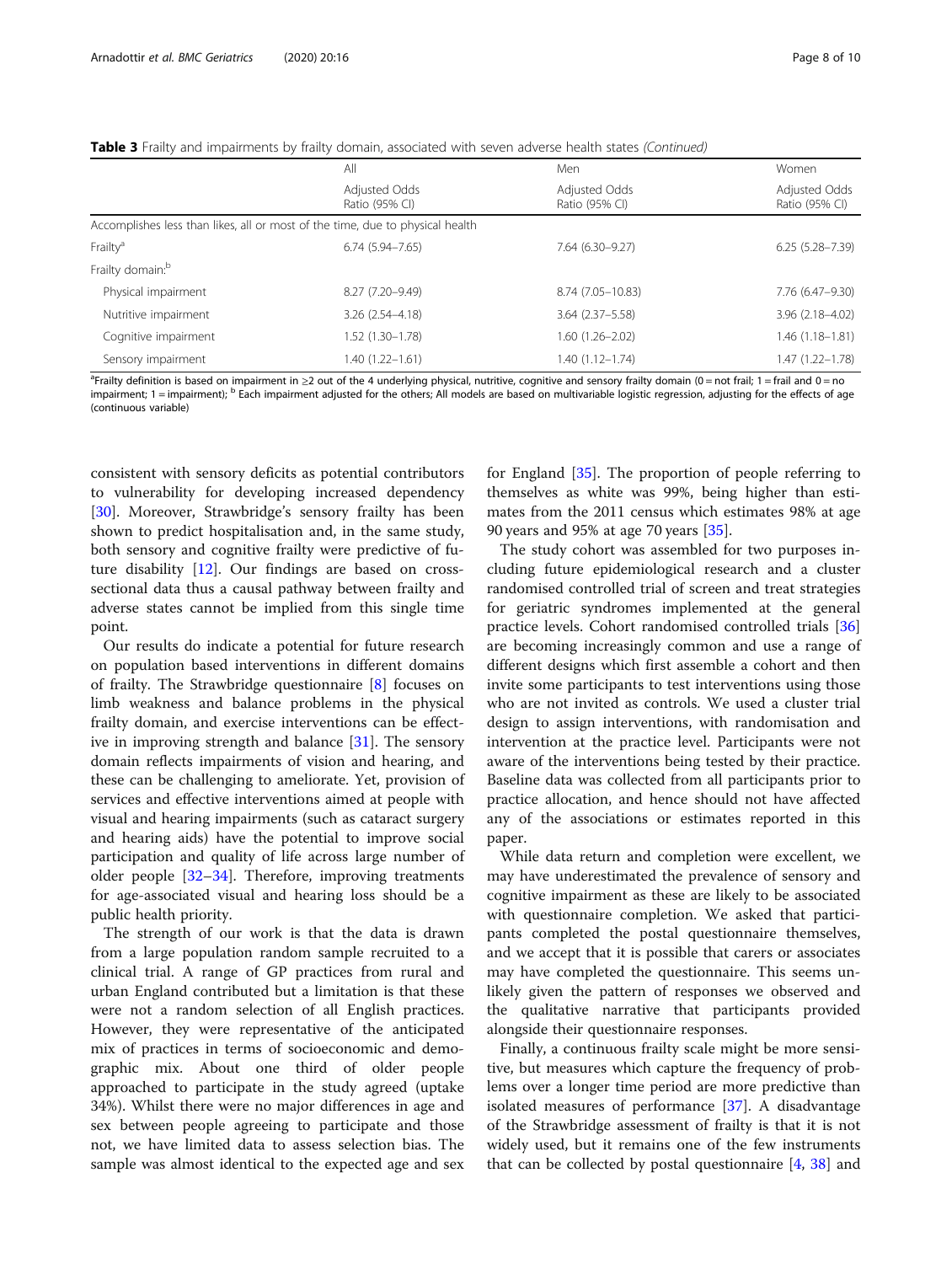**Table 3** Frailty and impairments by frailty domain, associated with seven adverse health states *(Continued)*

| | All | Men | Women |
|---|---|---|---|
| | Adjusted Odds Ratio (95% CI) | Adjusted Odds Ratio (95% CI) | Adjusted Odds Ratio (95% CI) |
| Accomplishes less than likes, all or most of the time, due to physical health | | | |
| Frailty[a] | 6.74 (5.94–7.65) | 7.64 (6.30–9.27) | 6.25 (5.28–7.39) |
| Frailty domain:[b] | | | |
| Physical impairment | 8.27 (7.20–9.49) | 8.74 (7.05–10.83) | 7.76 (6.47–9.30) |
| Nutritive impairment | 3.26 (2.54–4.18) | 3.64 (2.37–5.58) | 3.96 (2.18–4.02) |
| Cognitive impairment | 1.52 (1.30–1.78) | 1.60 (1.26–2.02) | 1.46 (1.18–1.81) |
| Sensory impairment | 1.40 (1.22–1.61) | 1.40 (1.12–1.74) | 1.47 (1.22–1.78) |

[a]Frailty definition is based on impairment in ≥2 out of the 4 underlying physical, nutritive, cognitive and sensory frailty domain (0 = not frail; 1 = frail and 0 = no impairment; 1 = impairment); [b] Each impairment adjusted for the others; All models are based on multivariable logistic regression, adjusting for the effects of age (continuous variable)

consistent with sensory deficits as potential contributors to vulnerability for developing increased dependency [30]. Moreover, Strawbridge's sensory frailty has been shown to predict hospitalisation and, in the same study, both sensory and cognitive frailty were predictive of future disability [12]. Our findings are based on cross-sectional data thus a causal pathway between frailty and adverse states cannot be implied from this single time point.

Our results do indicate a potential for future research on population based interventions in different domains of frailty. The Strawbridge questionnaire [8] focuses on limb weakness and balance problems in the physical frailty domain, and exercise interventions can be effective in improving strength and balance [31]. The sensory domain reflects impairments of vision and hearing, and these can be challenging to ameliorate. Yet, provision of services and effective interventions aimed at people with visual and hearing impairments (such as cataract surgery and hearing aids) have the potential to improve social participation and quality of life across large number of older people [32–34]. Therefore, improving treatments for age-associated visual and hearing loss should be a public health priority.

The strength of our work is that the data is drawn from a large population random sample recruited to a clinical trial. A range of GP practices from rural and urban England contributed but a limitation is that these were not a random selection of all English practices. However, they were representative of the anticipated mix of practices in terms of socioeconomic and demographic mix. About one third of older people approached to participate in the study agreed (uptake 34%). Whilst there were no major differences in age and sex between people agreeing to participate and those not, we have limited data to assess selection bias. The sample was almost identical to the expected age and sex for England [35]. The proportion of people referring to themselves as white was 99%, being higher than estimates from the 2011 census which estimates 98% at age 90 years and 95% at age 70 years [35].

The study cohort was assembled for two purposes including future epidemiological research and a cluster randomised controlled trial of screen and treat strategies for geriatric syndromes implemented at the general practice levels. Cohort randomised controlled trials [36] are becoming increasingly common and use a range of different designs which first assemble a cohort and then invite some participants to test interventions using those who are not invited as controls. We used a cluster trial design to assign interventions, with randomisation and intervention at the practice level. Participants were not aware of the interventions being tested by their practice. Baseline data was collected from all participants prior to practice allocation, and hence should not have affected any of the associations or estimates reported in this paper.

While data return and completion were excellent, we may have underestimated the prevalence of sensory and cognitive impairment as these are likely to be associated with questionnaire completion. We asked that participants completed the postal questionnaire themselves, and we accept that it is possible that carers or associates may have completed the questionnaire. This seems unlikely given the pattern of responses we observed and the qualitative narrative that participants provided alongside their questionnaire responses.

Finally, a continuous frailty scale might be more sensitive, but measures which capture the frequency of problems over a longer time period are more predictive than isolated measures of performance [37]. A disadvantage of the Strawbridge assessment of frailty is that it is not widely used, but it remains one of the few instruments that can be collected by postal questionnaire [4, 38] and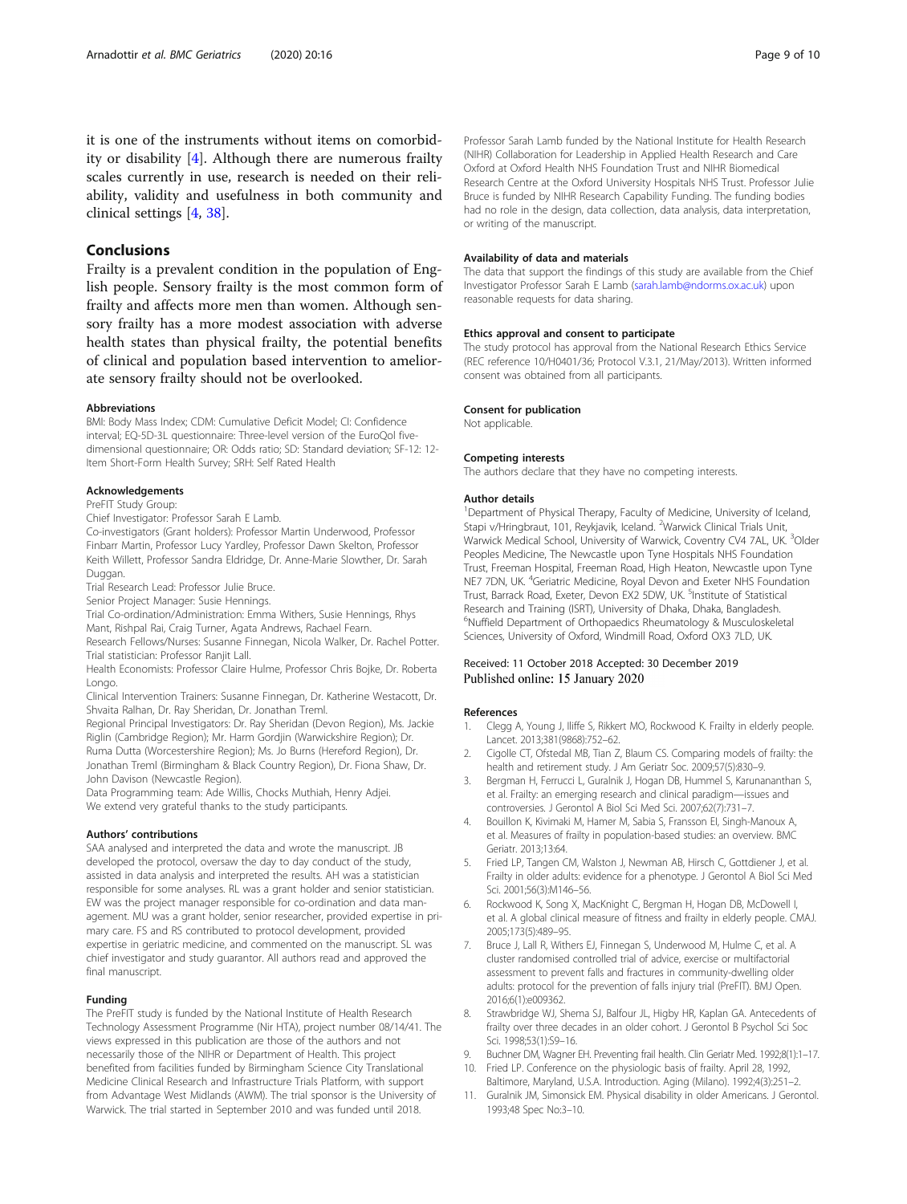it is one of the instruments without items on comorbidity or disability [4]. Although there are numerous frailty scales currently in use, research is needed on their reliability, validity and usefulness in both community and clinical settings [4, 38].

## Conclusions

Frailty is a prevalent condition in the population of English people. Sensory frailty is the most common form of frailty and affects more men than women. Although sensory frailty has a more modest association with adverse health states than physical frailty, the potential benefits of clinical and population based intervention to ameliorate sensory frailty should not be overlooked.

### Abbreviations

BMI: Body Mass Index; CDM: Cumulative Deficit Model; CI: Confidence interval; EQ-5D-3L questionnaire: Three-level version of the EuroQol five-dimensional questionnaire; OR: Odds ratio; SD: Standard deviation; SF-12: 12-Item Short-Form Health Survey; SRH: Self Rated Health

### Acknowledgements

PreFIT Study Group:

Chief Investigator: Professor Sarah E Lamb.

Co-investigators (Grant holders): Professor Martin Underwood, Professor Finbarr Martin, Professor Lucy Yardley, Professor Dawn Skelton, Professor Keith Willett, Professor Sandra Eldridge, Dr. Anne-Marie Slowther, Dr. Sarah Duggan.

Trial Research Lead: Professor Julie Bruce.

Senior Project Manager: Susie Hennings.

Trial Co-ordination/Administration: Emma Withers, Susie Hennings, Rhys Mant, Rishpal Rai, Craig Turner, Agata Andrews, Rachael Fearn.

Research Fellows/Nurses: Susanne Finnegan, Nicola Walker, Dr. Rachel Potter.

Trial statistician: Professor Ranjit Lall.

Health Economists: Professor Claire Hulme, Professor Chris Bojke, Dr. Roberta Longo.

Clinical Intervention Trainers: Susanne Finnegan, Dr. Katherine Westacott, Dr. Shvaita Ralhan, Dr. Ray Sheridan, Dr. Jonathan Treml.

Regional Principal Investigators: Dr. Ray Sheridan (Devon Region), Ms. Jackie Riglin (Cambridge Region); Mr. Harm Gordjin (Warwickshire Region); Dr. Ruma Dutta (Worcestershire Region); Ms. Jo Burns (Hereford Region), Dr. Jonathan Treml (Birmingham & Black Country Region), Dr. Fiona Shaw, Dr. John Davison (Newcastle Region).

Data Programming team: Ade Willis, Chocks Muthiah, Henry Adjei.

We extend very grateful thanks to the study participants.

### Authors' contributions

SAA analysed and interpreted the data and wrote the manuscript. JB developed the protocol, oversaw the day to day conduct of the study, assisted in data analysis and interpreted the results. AH was a statistician responsible for some analyses. RL was a grant holder and senior statistician. EW was the project manager responsible for co-ordination and data management. MU was a grant holder, senior researcher, provided expertise in primary care. FS and RS contributed to protocol development, provided expertise in geriatric medicine, and commented on the manuscript. SL was chief investigator and study guarantor. All authors read and approved the final manuscript.

### Funding

The PreFIT study is funded by the National Institute of Health Research Technology Assessment Programme (Nir HTA), project number 08/14/41. The views expressed in this publication are those of the authors and not necessarily those of the NIHR or Department of Health. This project benefited from facilities funded by Birmingham Science City Translational Medicine Clinical Research and Infrastructure Trials Platform, with support from Advantage West Midlands (AWM). The trial sponsor is the University of Warwick. The trial started in September 2010 and was funded until 2018. Professor Sarah Lamb funded by the National Institute for Health Research (NIHR) Collaboration for Leadership in Applied Health Research and Care Oxford at Oxford Health NHS Foundation Trust and NIHR Biomedical Research Centre at the Oxford University Hospitals NHS Trust. Professor Julie Bruce is funded by NIHR Research Capability Funding. The funding bodies had no role in the design, data collection, data analysis, data interpretation, or writing of the manuscript.

### Availability of data and materials

The data that support the findings of this study are available from the Chief Investigator Professor Sarah E Lamb (sarah.lamb@ndorms.ox.ac.uk) upon reasonable requests for data sharing.

### Ethics approval and consent to participate

The study protocol has approval from the National Research Ethics Service (REC reference 10/H0401/36; Protocol V.3.1, 21/May/2013). Written informed consent was obtained from all participants.

### Consent for publication

Not applicable.

### Competing interests

The authors declare that they have no competing interests.

### Author details

[1]Department of Physical Therapy, Faculty of Medicine, University of Iceland, Stapi v/Hringbraut, 101, Reykjavik, Iceland. [2]Warwick Clinical Trials Unit, Warwick Medical School, University of Warwick, Coventry CV4 7AL, UK. [3]Older Peoples Medicine, The Newcastle upon Tyne Hospitals NHS Foundation Trust, Freeman Hospital, Freeman Road, High Heaton, Newcastle upon Tyne NE7 7DN, UK. [4]Geriatric Medicine, Royal Devon and Exeter NHS Foundation Trust, Barrack Road, Exeter, Devon EX2 5DW, UK. [5]Institute of Statistical Research and Training (ISRT), University of Dhaka, Dhaka, Bangladesh. [6]Nuffield Department of Orthopaedics Rheumatology & Musculoskeletal Sciences, University of Oxford, Windmill Road, Oxford OX3 7LD, UK.

Received: 11 October 2018 Accepted: 30 December 2019
Published online: 15 January 2020

### References

1. Clegg A, Young J, Iliffe S, Rikkert MO, Rockwood K. Frailty in elderly people. Lancet. 2013;381(9868):752–62.
2. Cigolle CT, Ofstedal MB, Tian Z, Blaum CS. Comparing models of frailty: the health and retirement study. J Am Geriatr Soc. 2009;57(5):830–9.
3. Bergman H, Ferrucci L, Guralnik J, Hogan DB, Hummel S, Karunananthan S, et al. Frailty: an emerging research and clinical paradigm—issues and controversies. J Gerontol A Biol Sci Med Sci. 2007;62(7):731–7.
4. Bouillon K, Kivimaki M, Hamer M, Sabia S, Fransson EI, Singh-Manoux A, et al. Measures of frailty in population-based studies: an overview. BMC Geriatr. 2013;13:64.
5. Fried LP, Tangen CM, Walston J, Newman AB, Hirsch C, Gottdiener J, et al. Frailty in older adults: evidence for a phenotype. J Gerontol A Biol Sci Med Sci. 2001;56(3):M146–56.
6. Rockwood K, Song X, MacKnight C, Bergman H, Hogan DB, McDowell I, et al. A global clinical measure of fitness and frailty in elderly people. CMAJ. 2005;173(5):489–95.
7. Bruce J, Lall R, Withers EJ, Finnegan S, Underwood M, Hulme C, et al. A cluster randomised controlled trial of advice, exercise or multifactorial assessment to prevent falls and fractures in community-dwelling older adults: protocol for the prevention of falls injury trial (PreFIT). BMJ Open. 2016;6(1):e009362.
8. Strawbridge WJ, Shema SJ, Balfour JL, Higby HR, Kaplan GA. Antecedents of frailty over three decades in an older cohort. J Gerontol B Psychol Sci Soc Sci. 1998;53(1):S9–16.
9. Buchner DM, Wagner EH. Preventing frail health. Clin Geriatr Med. 1992;8(1):1–17.
10. Fried LP. Conference on the physiologic basis of frailty. April 28, 1992, Baltimore, Maryland, U.S.A. Introduction. Aging (Milano). 1992;4(3):251–2.
11. Guralnik JM, Simonsick EM. Physical disability in older Americans. J Gerontol. 1993;48 Spec No:3–10.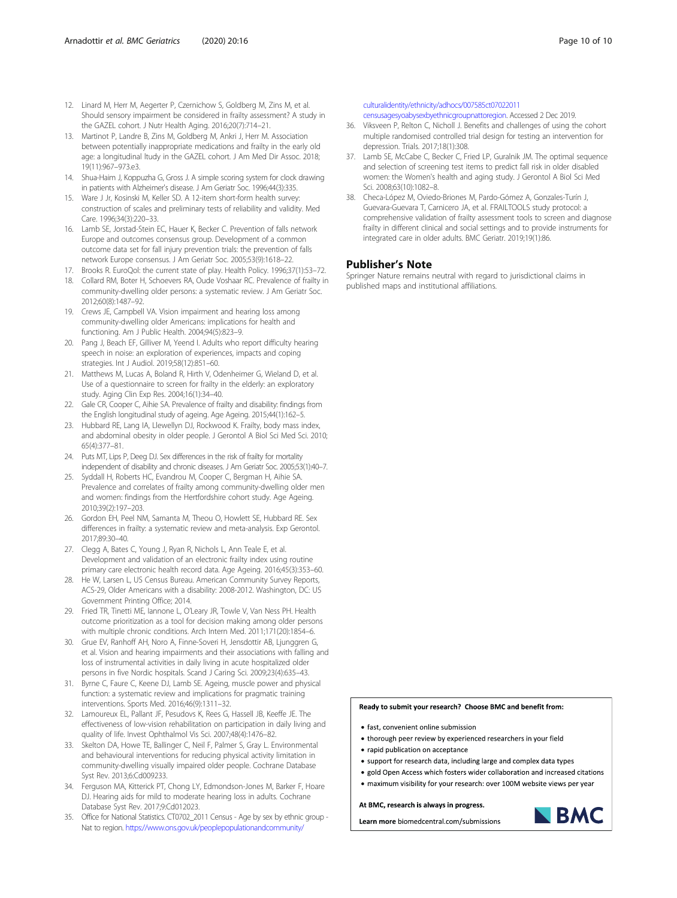12. Linard M, Herr M, Aegerter P, Czernichow S, Goldberg M, Zins M, et al. Should sensory impairment be considered in frailty assessment? A study in the GAZEL cohort. J Nutr Health Aging. 2016;20(7):714–21.
13. Martinot P, Landre B, Zins M, Goldberg M, Ankri J, Herr M. Association between potentially inappropriate medications and frailty in the early old age: a longitudinal ltudy in the GAZEL cohort. J Am Med Dir Assoc. 2018; 19(11):967–973.e3.
14. Shua-Haim J, Koppuzha G, Gross J. A simple scoring system for clock drawing in patients with Alzheimer's disease. J Am Geriatr Soc. 1996;44(3):335.
15. Ware J Jr, Kosinski M, Keller SD. A 12-item short-form health survey: construction of scales and preliminary tests of reliability and validity. Med Care. 1996;34(3):220–33.
16. Lamb SE, Jorstad-Stein EC, Hauer K, Becker C. Prevention of falls network Europe and outcomes consensus group. Development of a common outcome data set for fall injury prevention trials: the prevention of falls network Europe consensus. J Am Geriatr Soc. 2005;53(9):1618–22.
17. Brooks R. EuroQol: the current state of play. Health Policy. 1996;37(1):53–72.
18. Collard RM, Boter H, Schoevers RA, Oude Voshaar RC. Prevalence of frailty in community-dwelling older persons: a systematic review. J Am Geriatr Soc. 2012;60(8):1487–92.
19. Crews JE, Campbell VA. Vision impairment and hearing loss among community-dwelling older Americans: implications for health and functioning. Am J Public Health. 2004;94(5):823–9.
20. Pang J, Beach EF, Gilliver M, Yeend I. Adults who report difficulty hearing speech in noise: an exploration of experiences, impacts and coping strategies. Int J Audiol. 2019;58(12):851–60.
21. Matthews M, Lucas A, Boland R, Hirth V, Odenheimer G, Wieland D, et al. Use of a questionnaire to screen for frailty in the elderly: an exploratory study. Aging Clin Exp Res. 2004;16(1):34–40.
22. Gale CR, Cooper C, Aihie SA. Prevalence of frailty and disability: findings from the English longitudinal study of ageing. Age Ageing. 2015;44(1):162–5.
23. Hubbard RE, Lang IA, Llewellyn DJ, Rockwood K. Frailty, body mass index, and abdominal obesity in older people. J Gerontol A Biol Sci Med Sci. 2010; 65(4):377–81.
24. Puts MT, Lips P, Deeg DJ. Sex differences in the risk of frailty for mortality independent of disability and chronic diseases. J Am Geriatr Soc. 2005;53(1):40–7.
25. Syddall H, Roberts HC, Evandrou M, Cooper C, Bergman H, Aihie SA. Prevalence and correlates of frailty among community-dwelling older men and women: findings from the Hertfordshire cohort study. Age Ageing. 2010;39(2):197–203.
26. Gordon EH, Peel NM, Samanta M, Theou O, Howlett SE, Hubbard RE. Sex differences in frailty: a systematic review and meta-analysis. Exp Gerontol. 2017;89:30–40.
27. Clegg A, Bates C, Young J, Ryan R, Nichols L, Ann Teale E, et al. Development and validation of an electronic frailty index using routine primary care electronic health record data. Age Ageing. 2016;45(3):353–60.
28. He W, Larsen L, US Census Bureau. American Community Survey Reports, ACS-29, Older Americans with a disability: 2008-2012. Washington, DC: US Government Printing Office; 2014.
29. Fried TR, Tinetti ME, Iannone L, O'Leary JR, Towle V, Van Ness PH. Health outcome prioritization as a tool for decision making among older persons with multiple chronic conditions. Arch Intern Med. 2011;171(20):1854–6.
30. Grue EV, Ranhoff AH, Noro A, Finne-Soveri H, Jensdottir AB, Ljunggren G, et al. Vision and hearing impairments and their associations with falling and loss of instrumental activities in daily living in acute hospitalized older persons in five Nordic hospitals. Scand J Caring Sci. 2009;23(4):635–43.
31. Byrne C, Faure C, Keene DJ, Lamb SE. Ageing, muscle power and physical function: a systematic review and implications for pragmatic training interventions. Sports Med. 2016;46(9):1311–32.
32. Lamoureux EL, Pallant JF, Pesudovs K, Rees G, Hassell JB, Keeffe JE. The effectiveness of low-vision rehabilitation on participation in daily living and quality of life. Invest Ophthalmol Vis Sci. 2007;48(4):1476–82.
33. Skelton DA, Howe TE, Ballinger C, Neil F, Palmer S, Gray L. Environmental and behavioural interventions for reducing physical activity limitation in community-dwelling visually impaired older people. Cochrane Database Syst Rev. 2013;6:Cd009233.
34. Ferguson MA, Kitterick PT, Chong LY, Edmondson-Jones M, Barker F, Hoare DJ. Hearing aids for mild to moderate hearing loss in adults. Cochrane Database Syst Rev. 2017;9:Cd012023.
35. Office for National Statistics. CT0702_2011 Census - Age by sex by ethnic group - Nat to region. https://www.ons.gov.uk/peoplepopulationandcommunity/culturalidentity/ethnicity/adhocs/007585ct07022011censusagesyoabysexbyethnicgroupnattoregion. Accessed 2 Dec 2019.
36. Viksveen P, Relton C, Nicholl J. Benefits and challenges of using the cohort multiple randomised controlled trial design for testing an intervention for depression. Trials. 2017;18(1):308.
37. Lamb SE, McCabe C, Becker C, Fried LP, Guralnik JM. The optimal sequence and selection of screening test items to predict fall risk in older disabled women: the Women's health and aging study. J Gerontol A Biol Sci Med Sci. 2008;63(10):1082–8.
38. Checa-López M, Oviedo-Briones M, Pardo-Gómez A, Gonzales-Turín J, Guevara-Guevara T, Carnicero JA, et al. FRAILTOOLS study protocol: a comprehensive validation of frailty assessment tools to screen and diagnose frailty in different clinical and social settings and to provide instruments for integrated care in older adults. BMC Geriatr. 2019;19(1):86.

## Publisher's Note

Springer Nature remains neutral with regard to jurisdictional claims in published maps and institutional affiliations.

**Ready to submit your research? Choose BMC and benefit from:**

- fast, convenient online submission
- thorough peer review by experienced researchers in your field
- rapid publication on acceptance
- support for research data, including large and complex data types
- gold Open Access which fosters wider collaboration and increased citations
- maximum visibility for your research: over 100M website views per year

**At BMC, research is always in progress.**

**Learn more** biomedcentral.com/submissions

BMC